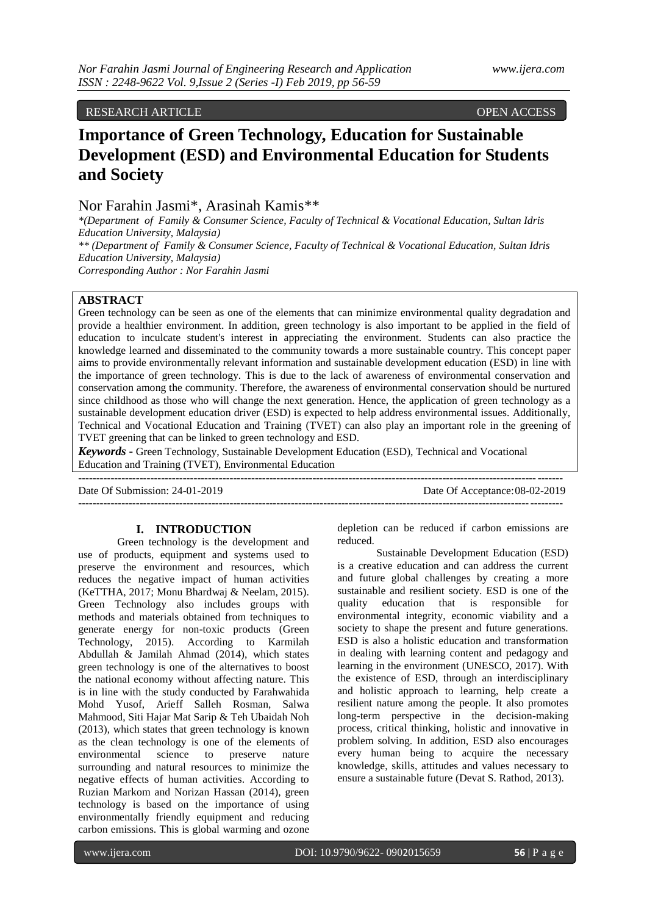RESEARCH ARTICLE OPEN ACCESS

# Importance of Green Technology, Education for Sustainable Development (ESD) and Environmental Education for Students and Society

Nor Farahin Jasmi*, Arasinah Kamis**

*(Department of Family & Consumer Science, Faculty of Technical & Vocational Education, Sultan Idris Education University, Malaysia)*
*** (Department of Family & Consumer Science, Faculty of Technical & Vocational Education, Sultan Idris Education University, Malaysia)*
*Corresponding Author : Nor Farahin Jasmi*

## ABSTRACT

Green technology can be seen as one of the elements that can minimize environmental quality degradation and provide a healthier environment. In addition, green technology is also important to be applied in the field of education to inculcate student's interest in appreciating the environment. Students can also practice the knowledge learned and disseminated to the community towards a more sustainable country. This concept paper aims to provide environmentally relevant information and sustainable development education (ESD) in line with the importance of green technology. This is due to the lack of awareness of environmental conservation and conservation among the community. Therefore, the awareness of environmental conservation should be nurtured since childhood as those who will change the next generation. Hence, the application of green technology as a sustainable development education driver (ESD) is expected to help address environmental issues. Additionally, Technical and Vocational Education and Training (TVET) can also play an important role in the greening of TVET greening that can be linked to green technology and ESD.

***Keywords*** **-** Green Technology, Sustainable Development Education (ESD), Technical and Vocational Education and Training (TVET), Environmental Education

Date Of Submission: 24-01-2019 Date Of Acceptance: 08-02-2019

## I. INTRODUCTION

Green technology is the development and use of products, equipment and systems used to preserve the environment and resources, which reduces the negative impact of human activities (KeTTHA, 2017; Monu Bhardwaj & Neelam, 2015). Green Technology also includes groups with methods and materials obtained from techniques to generate energy for non-toxic products (Green Technology, 2015). According to Karmilah Abdullah & Jamilah Ahmad (2014), which states green technology is one of the alternatives to boost the national economy without affecting nature. This is in line with the study conducted by Farahwahida Mohd Yusof, Arieff Salleh Rosman, Salwa Mahmood, Siti Hajar Mat Sarip & Teh Ubaidah Noh (2013), which states that green technology is known as the clean technology is one of the elements of environmental science to preserve nature surrounding and natural resources to minimize the negative effects of human activities. According to Ruzian Markom and Norizan Hassan (2014), green technology is based on the importance of using environmentally friendly equipment and reducing carbon emissions. This is global warming and ozone depletion can be reduced if carbon emissions are reduced.

Sustainable Development Education (ESD) is a creative education and can address the current and future global challenges by creating a more sustainable and resilient society. ESD is one of the quality education that is responsible for environmental integrity, economic viability and a society to shape the present and future generations. ESD is also a holistic education and transformation in dealing with learning content and pedagogy and learning in the environment (UNESCO, 2017). With the existence of ESD, through an interdisciplinary and holistic approach to learning, help create a resilient nature among the people. It also promotes long-term perspective in the decision-making process, critical thinking, holistic and innovative in problem solving. In addition, ESD also encourages every human being to acquire the necessary knowledge, skills, attitudes and values necessary to ensure a sustainable future (Devat S. Rathod, 2013).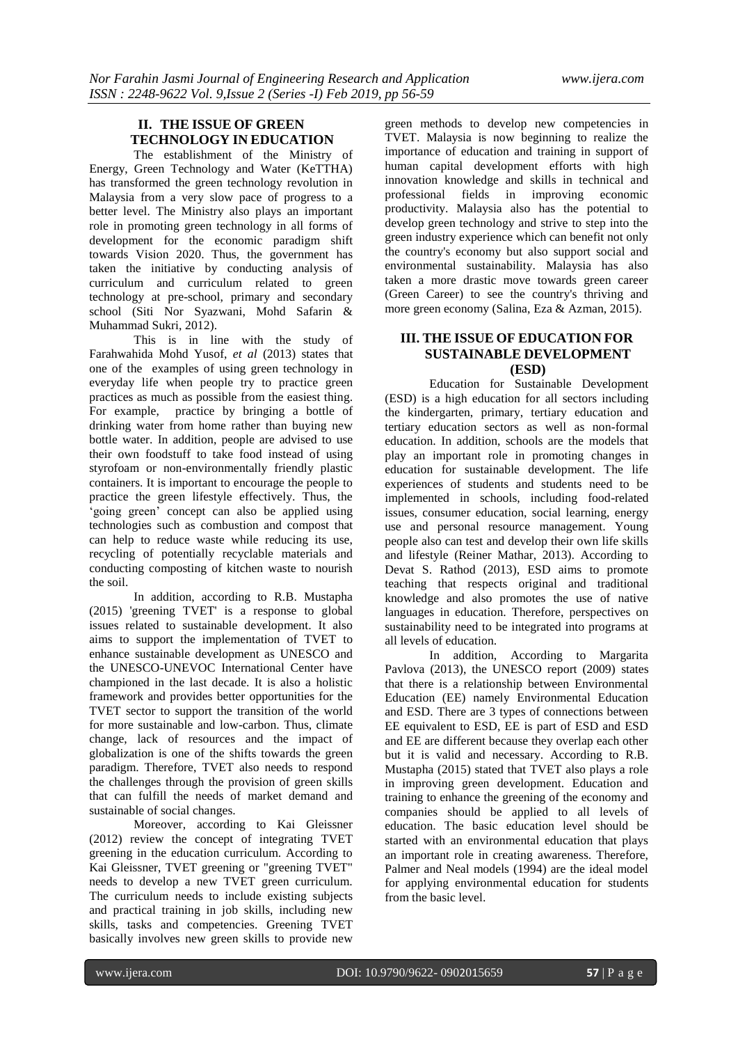## II. THE ISSUE OF GREEN TECHNOLOGY IN EDUCATION

The establishment of the Ministry of Energy, Green Technology and Water (KeTTHA) has transformed the green technology revolution in Malaysia from a very slow pace of progress to a better level. The Ministry also plays an important role in promoting green technology in all forms of development for the economic paradigm shift towards Vision 2020. Thus, the government has taken the initiative by conducting analysis of curriculum and curriculum related to green technology at pre-school, primary and secondary school (Siti Nor Syazwani, Mohd Safarin & Muhammad Sukri, 2012).

This is in line with the study of Farahwahida Mohd Yusof, *et al* (2013) states that one of the examples of using green technology in everyday life when people try to practice green practices as much as possible from the easiest thing. For example, practice by bringing a bottle of drinking water from home rather than buying new bottle water. In addition, people are advised to use their own foodstuff to take food instead of using styrofoam or non-environmentally friendly plastic containers. It is important to encourage the people to practice the green lifestyle effectively. Thus, the 'going green' concept can also be applied using technologies such as combustion and compost that can help to reduce waste while reducing its use, recycling of potentially recyclable materials and conducting composting of kitchen waste to nourish the soil.

In addition, according to R.B. Mustapha (2015) 'greening TVET' is a response to global issues related to sustainable development. It also aims to support the implementation of TVET to enhance sustainable development as UNESCO and the UNESCO-UNEVOC International Center have championed in the last decade. It is also a holistic framework and provides better opportunities for the TVET sector to support the transition of the world for more sustainable and low-carbon. Thus, climate change, lack of resources and the impact of globalization is one of the shifts towards the green paradigm. Therefore, TVET also needs to respond the challenges through the provision of green skills that can fulfill the needs of market demand and sustainable of social changes.

Moreover, according to Kai Gleissner (2012) review the concept of integrating TVET greening in the education curriculum. According to Kai Gleissner, TVET greening or "greening TVET" needs to develop a new TVET green curriculum. The curriculum needs to include existing subjects and practical training in job skills, including new skills, tasks and competencies. Greening TVET basically involves new green skills to provide new green methods to develop new competencies in TVET. Malaysia is now beginning to realize the importance of education and training in support of human capital development efforts with high innovation knowledge and skills in technical and professional fields in improving economic productivity. Malaysia also has the potential to develop green technology and strive to step into the green industry experience which can benefit not only the country's economy but also support social and environmental sustainability. Malaysia has also taken a more drastic move towards green career (Green Career) to see the country's thriving and more green economy (Salina, Eza & Azman, 2015).

## III. THE ISSUE OF EDUCATION FOR SUSTAINABLE DEVELOPMENT (ESD)

Education for Sustainable Development (ESD) is a high education for all sectors including the kindergarten, primary, tertiary education and tertiary education sectors as well as non-formal education. In addition, schools are the models that play an important role in promoting changes in education for sustainable development. The life experiences of students and students need to be implemented in schools, including food-related issues, consumer education, social learning, energy use and personal resource management. Young people also can test and develop their own life skills and lifestyle (Reiner Mathar, 2013). According to Devat S. Rathod (2013), ESD aims to promote teaching that respects original and traditional knowledge and also promotes the use of native languages in education. Therefore, perspectives on sustainability need to be integrated into programs at all levels of education.

In addition, According to Margarita Pavlova (2013), the UNESCO report (2009) states that there is a relationship between Environmental Education (EE) namely Environmental Education and ESD. There are 3 types of connections between EE equivalent to ESD, EE is part of ESD and ESD and EE are different because they overlap each other but it is valid and necessary. According to R.B. Mustapha (2015) stated that TVET also plays a role in improving green development. Education and training to enhance the greening of the economy and companies should be applied to all levels of education. The basic education level should be started with an environmental education that plays an important role in creating awareness. Therefore, Palmer and Neal models (1994) are the ideal model for applying environmental education for students from the basic level.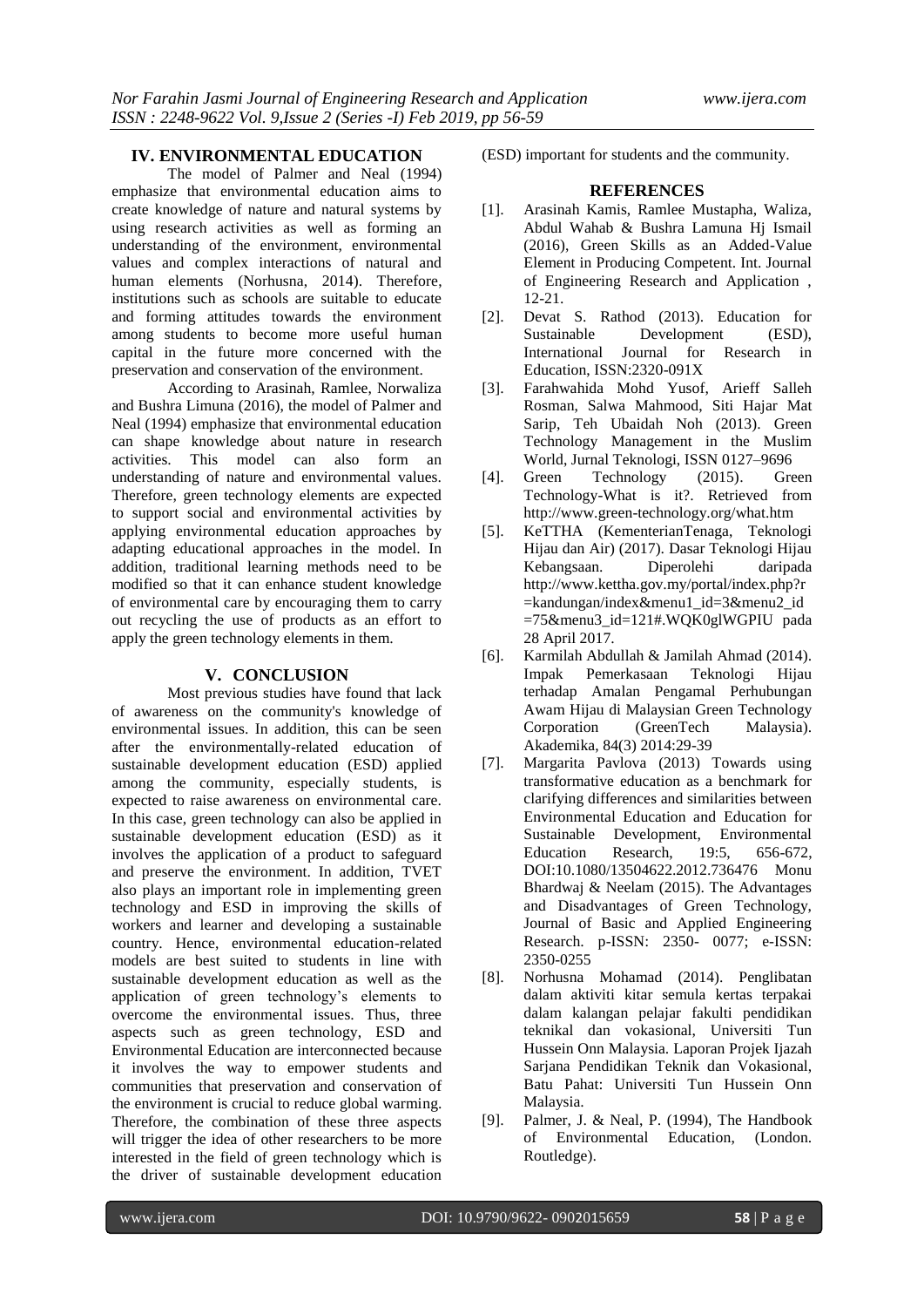## IV. ENVIRONMENTAL EDUCATION

The model of Palmer and Neal (1994) emphasize that environmental education aims to create knowledge of nature and natural systems by using research activities as well as forming an understanding of the environment, environmental values and complex interactions of natural and human elements (Norhusna, 2014). Therefore, institutions such as schools are suitable to educate and forming attitudes towards the environment among students to become more useful human capital in the future more concerned with the preservation and conservation of the environment.

According to Arasinah, Ramlee, Norwaliza and Bushra Limuna (2016), the model of Palmer and Neal (1994) emphasize that environmental education can shape knowledge about nature in research activities. This model can also form an understanding of nature and environmental values. Therefore, green technology elements are expected to support social and environmental activities by applying environmental education approaches by adapting educational approaches in the model. In addition, traditional learning methods need to be modified so that it can enhance student knowledge of environmental care by encouraging them to carry out recycling the use of products as an effort to apply the green technology elements in them.

## V. CONCLUSION

Most previous studies have found that lack of awareness on the community's knowledge of environmental issues. In addition, this can be seen after the environmentally-related education of sustainable development education (ESD) applied among the community, especially students, is expected to raise awareness on environmental care. In this case, green technology can also be applied in sustainable development education (ESD) as it involves the application of a product to safeguard and preserve the environment. In addition, TVET also plays an important role in implementing green technology and ESD in improving the skills of workers and learner and developing a sustainable country. Hence, environmental education-related models are best suited to students in line with sustainable development education as well as the application of green technology's elements to overcome the environmental issues. Thus, three aspects such as green technology, ESD and Environmental Education are interconnected because it involves the way to empower students and communities that preservation and conservation of the environment is crucial to reduce global warming. Therefore, the combination of these three aspects will trigger the idea of other researchers to be more interested in the field of green technology which is the driver of sustainable development education (ESD) important for students and the community.

## REFERENCES

[1]. Arasinah Kamis, Ramlee Mustapha, Waliza, Abdul Wahab & Bushra Lamuna Hj Ismail (2016), Green Skills as an Added-Value Element in Producing Competent. Int. Journal of Engineering Research and Application , 12-21.

[2]. Devat S. Rathod (2013). Education for Sustainable Development (ESD), International Journal for Research in Education, ISSN:2320-091X

[3]. Farahwahida Mohd Yusof, Arieff Salleh Rosman, Salwa Mahmood, Siti Hajar Mat Sarip, Teh Ubaidah Noh (2013). Green Technology Management in the Muslim World, Jurnal Teknologi, ISSN 0127–9696

[4]. Green Technology (2015). Green Technology-What is it?. Retrieved from http://www.green-technology.org/what.htm

[5]. KeTTHA (KementerianTenaga, Teknologi Hijau dan Air) (2017). Dasar Teknologi Hijau Kebangsaan. Diperolehi daripada http://www.kettha.gov.my/portal/index.php?r=kandungan/index&menu1_id=3&menu2_id=75&menu3_id=121#.WQK0glWGPIU pada 28 April 2017.

[6]. Karmilah Abdullah & Jamilah Ahmad (2014). Impak Pemerkasaan Teknologi Hijau terhadap Amalan Pengamal Perhubungan Awam Hijau di Malaysian Green Technology Corporation (GreenTech Malaysia). Akademika, 84(3) 2014:29-39

[7]. Margarita Pavlova (2013) Towards using transformative education as a benchmark for clarifying differences and similarities between Environmental Education and Education for Sustainable Development, Environmental Education Research, 19:5, 656-672, DOI:10.1080/13504622.2012.736476 Monu Bhardwaj & Neelam (2015). The Advantages and Disadvantages of Green Technology, Journal of Basic and Applied Engineering Research. p-ISSN: 2350- 0077; e-ISSN: 2350-0255

[8]. Norhusna Mohamad (2014). Penglibatan dalam aktiviti kitar semula kertas terpakai dalam kalangan pelajar fakulti pendidikan teknikal dan vokasional, Universiti Tun Hussein Onn Malaysia. Laporan Projek Ijazah Sarjana Pendidikan Teknik dan Vokasional, Batu Pahat: Universiti Tun Hussein Onn Malaysia.

[9]. Palmer, J. & Neal, P. (1994), The Handbook of Environmental Education, (London. Routledge).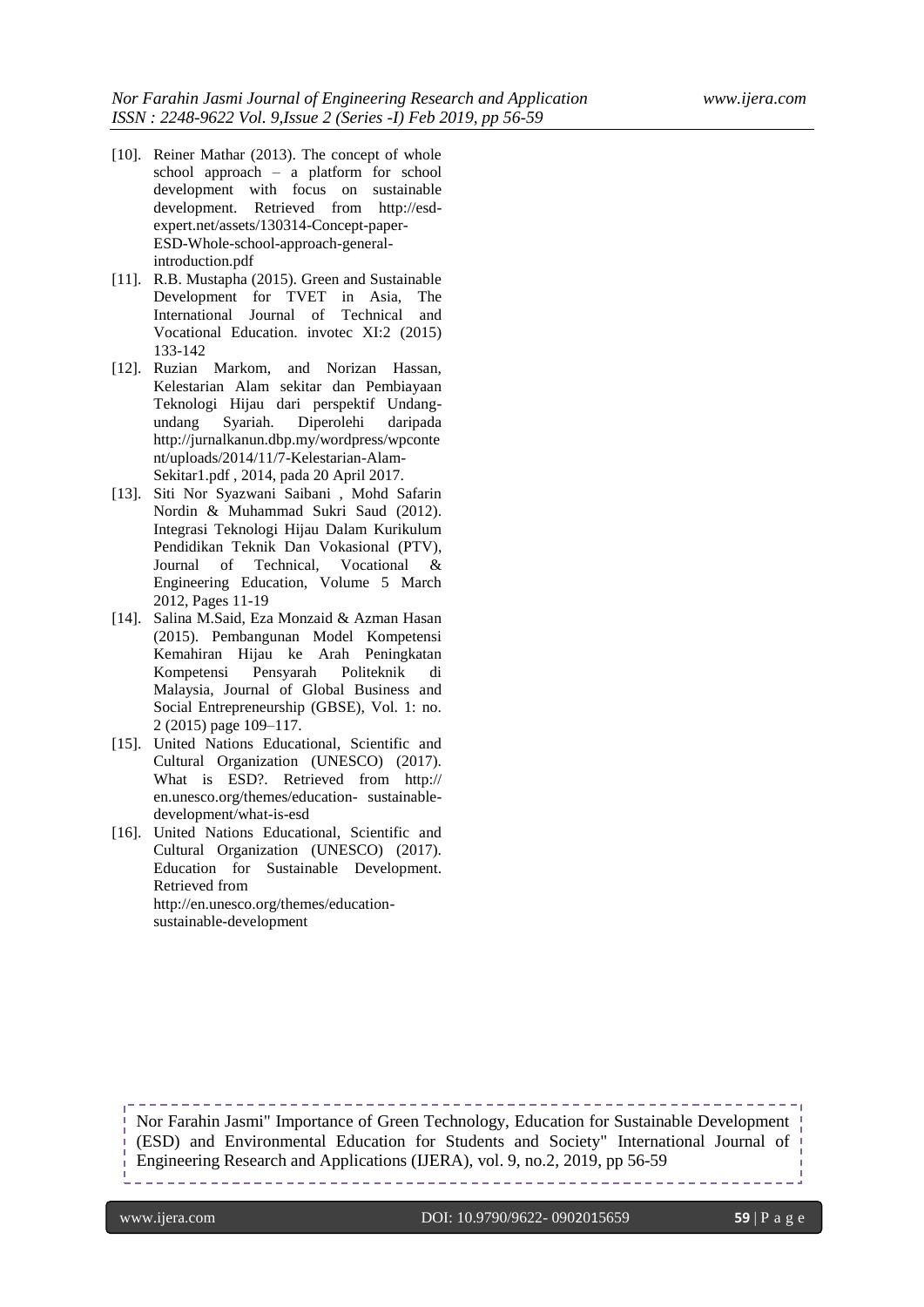[10]. Reiner Mathar (2013). The concept of whole school approach – a platform for school development with focus on sustainable development. Retrieved from http://esd-expert.net/assets/130314-Concept-paper-ESD-Whole-school-approach-general-introduction.pdf

[11]. R.B. Mustapha (2015). Green and Sustainable Development for TVET in Asia, The International Journal of Technical and Vocational Education. invotec XI:2 (2015) 133-142

[12]. Ruzian Markom, and Norizan Hassan, Kelestarian Alam sekitar dan Pembiayaan Teknologi Hijau dari perspektif Undang-undang Syariah. Diperolehi daripada http://jurnalkanun.dbp.my/wordpress/wpcontent/uploads/2014/11/7-Kelestarian-Alam-Sekitar1.pdf , 2014, pada 20 April 2017.

[13]. Siti Nor Syazwani Saibani , Mohd Safarin Nordin & Muhammad Sukri Saud (2012). Integrasi Teknologi Hijau Dalam Kurikulum Pendidikan Teknik Dan Vokasional (PTV), Journal of Technical, Vocational & Engineering Education, Volume 5 March 2012, Pages 11-19

[14]. Salina M.Said, Eza Monzaid & Azman Hasan (2015). Pembangunan Model Kompetensi Kemahiran Hijau ke Arah Peningkatan Kompetensi Pensyarah Politeknik di Malaysia, Journal of Global Business and Social Entrepreneurship (GBSE), Vol. 1: no. 2 (2015) page 109–117.

[15]. United Nations Educational, Scientific and Cultural Organization (UNESCO) (2017). What is ESD?. Retrieved from http:// en.unesco.org/themes/education- sustainable-development/what-is-esd

[16]. United Nations Educational, Scientific and Cultural Organization (UNESCO) (2017). Education for Sustainable Development. Retrieved from http://en.unesco.org/themes/education-sustainable-development

Nor Farahin Jasmi" Importance of Green Technology, Education for Sustainable Development (ESD) and Environmental Education for Students and Society" International Journal of Engineering Research and Applications (IJERA), vol. 9, no.2, 2019, pp 56-59